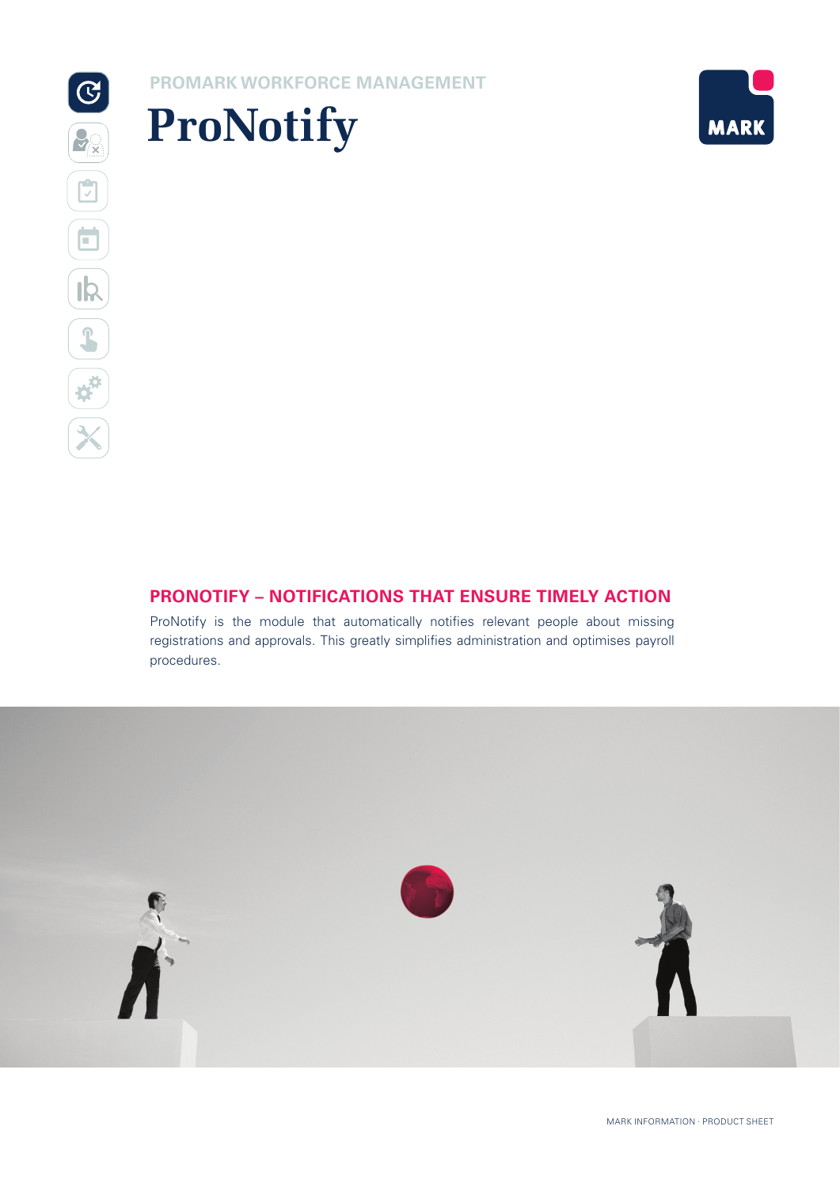PROMARK WORKFORCE MANAGEMENT

# ProNotify

## PRONOTIFY – NOTIFICATIONS THAT ENSURE TIMELY ACTION

ProNotify is the module that automatically notifies relevant people about missing registrations and approvals. This greatly simplifies administration and optimises payroll procedures.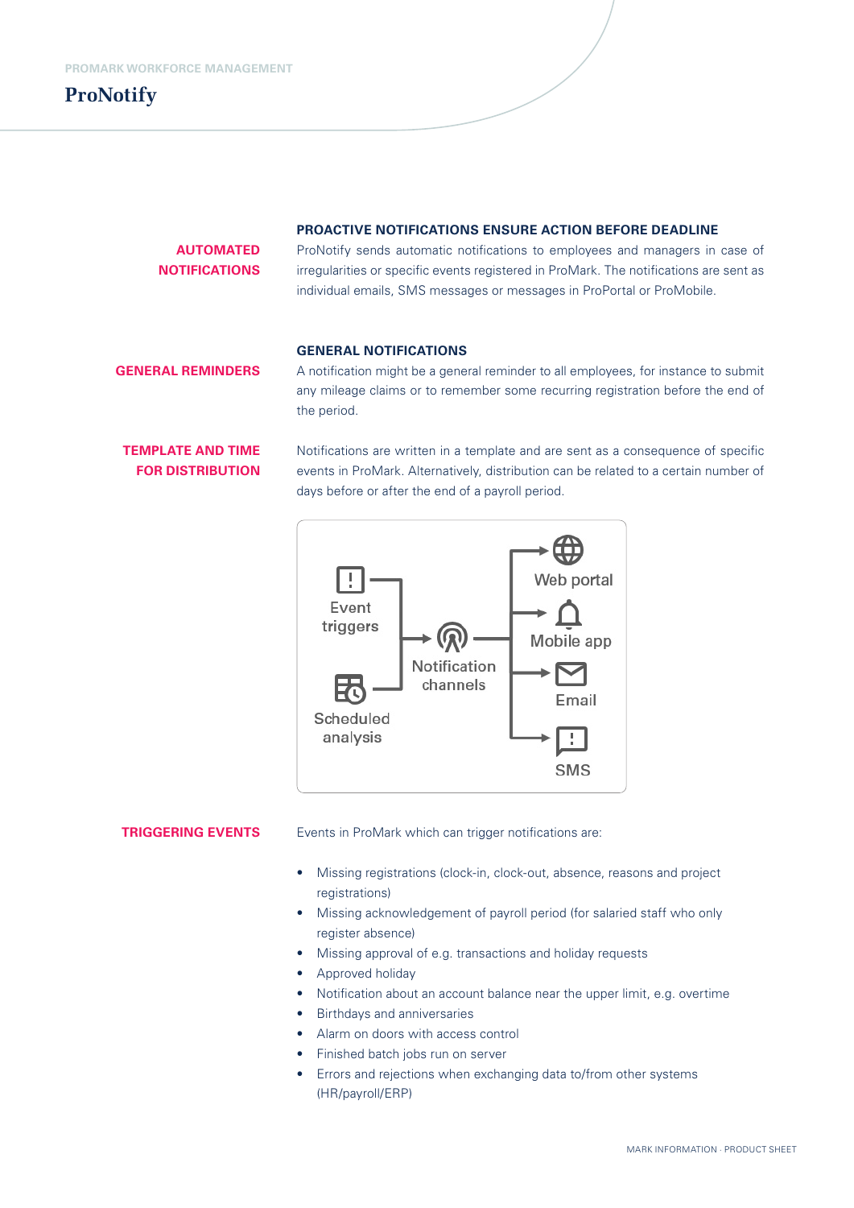# ProNotify

### PROACTIVE NOTIFICATIONS ENSURE ACTION BEFORE DEADLINE

**AUTOMATED NOTIFICATIONS**

ProNotify sends automatic notifications to employees and managers in case of irregularities or specific events registered in ProMark. The notifications are sent as individual emails, SMS messages or messages in ProPortal or ProMobile.

### GENERAL NOTIFICATIONS

**GENERAL REMINDERS**

A notification might be a general reminder to all employees, for instance to submit any mileage claims or to remember some recurring registration before the end of the period.

**TEMPLATE AND TIME FOR DISTRIBUTION**

Notifications are written in a template and are sent as a consequence of specific events in ProMark. Alternatively, distribution can be related to a certain number of days before or after the end of a payroll period.

Event triggers

Scheduled analysis

Notification channels

Web portal

Mobile app

Email

SMS

**TRIGGERING EVENTS**

Events in ProMark which can trigger notifications are:

- Missing registrations (clock-in, clock-out, absence, reasons and project registrations)
- Missing acknowledgement of payroll period (for salaried staff who only register absence)
- Missing approval of e.g. transactions and holiday requests
- Approved holiday
- Notification about an account balance near the upper limit, e.g. overtime
- Birthdays and anniversaries
- Alarm on doors with access control
- Finished batch jobs run on server
- Errors and rejections when exchanging data to/from other systems (HR/payroll/ERP)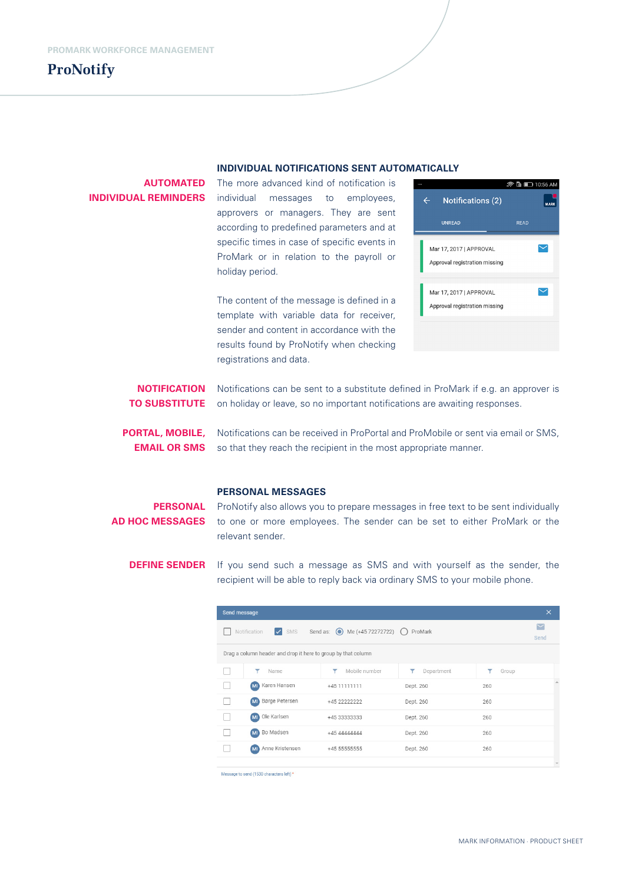PROMARK WORKFORCE MANAGEMENT

# ProNotify

## INDIVIDUAL NOTIFICATIONS SENT AUTOMATICALLY

**AUTOMATED INDIVIDUAL REMINDERS**

The more advanced kind of notification is individual messages to employees, approvers or managers. They are sent according to predefined parameters and at specific times in case of specific events in ProMark or in relation to the payroll or holiday period.

The content of the message is defined in a template with variable data for receiver, sender and content in accordance with the results found by ProNotify when checking registrations and data.

**NOTIFICATION TO SUBSTITUTE**

Notifications can be sent to a substitute defined in ProMark if e.g. an approver is on holiday or leave, so no important notifications are awaiting responses.

**PORTAL, MOBILE, EMAIL OR SMS**

Notifications can be received in ProPortal and ProMobile or sent via email or SMS, so that they reach the recipient in the most appropriate manner.

## PERSONAL MESSAGES

**PERSONAL AD HOC MESSAGES**

ProNotify also allows you to prepare messages in free text to be sent individually to one or more employees. The sender can be set to either ProMark or the relevant sender.

**DEFINE SENDER**

If you send such a message as SMS and with yourself as the sender, the recipient will be able to reply back via ordinary SMS to your mobile phone.

MARK INFORMATION · PRODUCT SHEET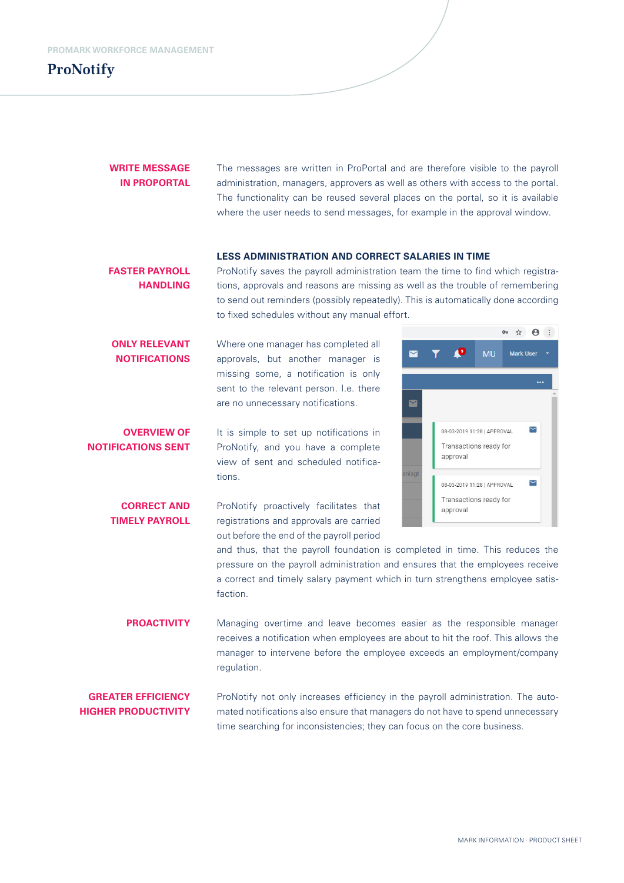PROMARK WORKFORCE MANAGEMENT

# ProNotify

**WRITE MESSAGE IN PROPORTAL**

The messages are written in ProPortal and are therefore visible to the payroll administration, managers, approvers as well as others with access to the portal. The functionality can be reused several places on the portal, so it is available where the user needs to send messages, for example in the approval window.

### LESS ADMINISTRATION AND CORRECT SALARIES IN TIME

**FASTER PAYROLL HANDLING**

ProNotify saves the payroll administration team the time to find which registrations, approvals and reasons are missing as well as the trouble of remembering to send out reminders (possibly repeatedly). This is automatically done according to fixed schedules without any manual effort.

**ONLY RELEVANT NOTIFICATIONS**

Where one manager has completed all approvals, but another manager is missing some, a notification is only sent to the relevant person. I.e. there are no unnecessary notifications.

**OVERVIEW OF NOTIFICATIONS SENT**

It is simple to set up notifications in ProNotify, and you have a complete view of sent and scheduled notifications.

**CORRECT AND TIMELY PAYROLL**

ProNotify proactively facilitates that registrations and approvals are carried out before the end of the payroll period and thus, that the payroll foundation is completed in time. This reduces the pressure on the payroll administration and ensures that the employees receive a correct and timely salary payment which in turn strengthens employee satisfaction.

**PROACTIVITY**

Managing overtime and leave becomes easier as the responsible manager receives a notification when employees are about to hit the roof. This allows the manager to intervene before the employee exceeds an employment/company regulation.

**GREATER EFFICIENCY HIGHER PRODUCTIVITY**

ProNotify not only increases efficiency in the payroll administration. The automated notifications also ensure that managers do not have to spend unnecessary time searching for inconsistencies; they can focus on the core business.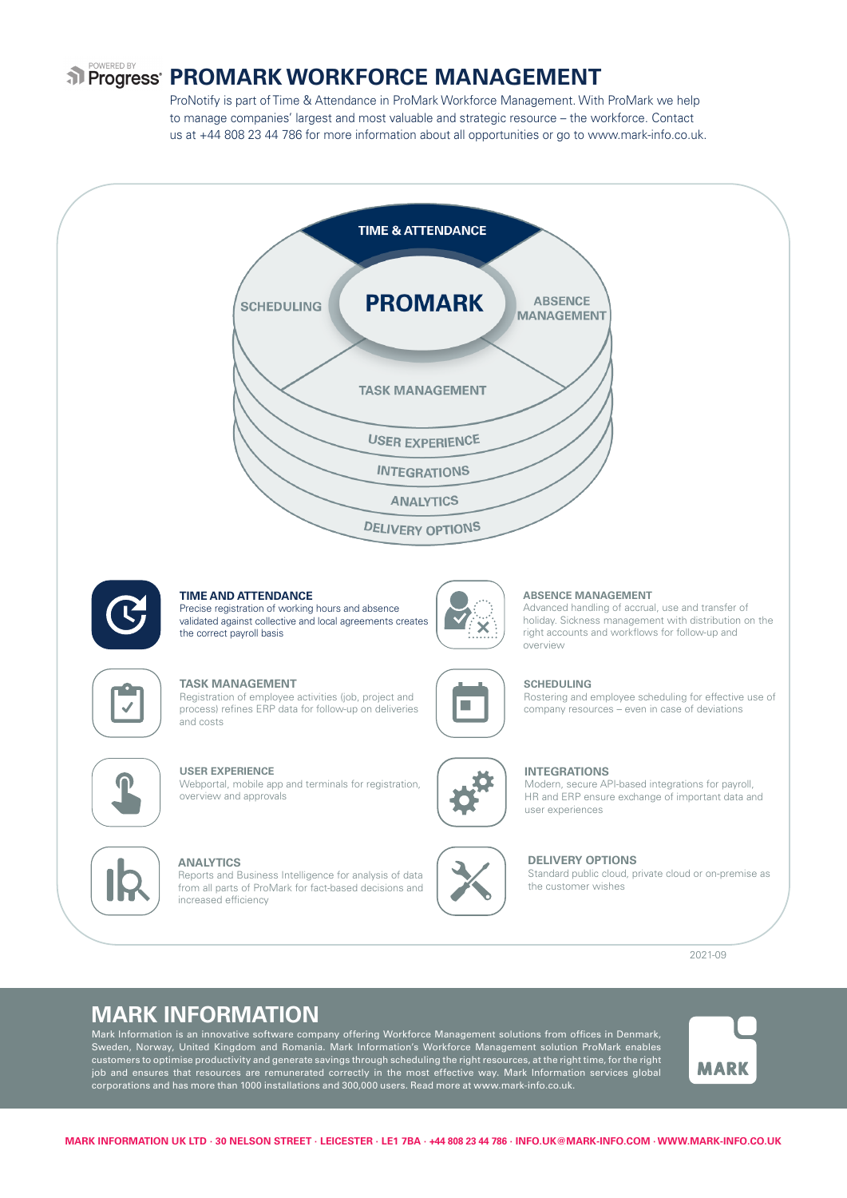POWERED BY Progress

# PROMARK WORKFORCE MANAGEMENT

ProNotify is part of Time & Attendance in ProMark Workforce Management. With ProMark we help to manage companies' largest and most valuable and strategic resource – the workforce. Contact us at +44 808 23 44 786 for more information about all opportunities or go to www.mark-info.co.uk.

TIME & ATTENDANCE
SCHEDULING
PROMARK
ABSENCE MANAGEMENT
TASK MANAGEMENT
USER EXPERIENCE
INTEGRATIONS
ANALYTICS
DELIVERY OPTIONS

### TIME AND ATTENDANCE

Precise registration of working hours and absence validated against collective and local agreements creates the correct payroll basis

### ABSENCE MANAGEMENT

Advanced handling of accrual, use and transfer of holiday. Sickness management with distribution on the right accounts and workflows for follow-up and overview

### TASK MANAGEMENT

Registration of employee activities (job, project and process) refines ERP data for follow-up on deliveries and costs

### SCHEDULING

Rostering and employee scheduling for effective use of company resources – even in case of deviations

### USER EXPERIENCE

Webportal, mobile app and terminals for registration, overview and approvals

### INTEGRATIONS

Modern, secure API-based integrations for payroll, HR and ERP ensure exchange of important data and user experiences

### ANALYTICS

Reports and Business Intelligence for analysis of data from all parts of ProMark for fact-based decisions and increased efficiency

### DELIVERY OPTIONS

Standard public cloud, private cloud or on-premise as the customer wishes

2021-09

## MARK INFORMATION

Mark Information is an innovative software company offering Workforce Management solutions from offices in Denmark, Sweden, Norway, United Kingdom and Romania. Mark Information's Workforce Management solution ProMark enables customers to optimise productivity and generate savings through scheduling the right resources, at the right time, for the right job and ensures that resources are remunerated correctly in the most effective way. Mark Information services global corporations and has more than 1000 installations and 300,000 users. Read more at www.mark-info.co.uk.

MARK

MARK INFORMATION UK LTD · 30 NELSON STREET · LEICESTER · LE1 7BA · +44 808 23 44 786 · INFO.UK@MARK-INFO.COM · WWW.MARK-INFO.CO.UK